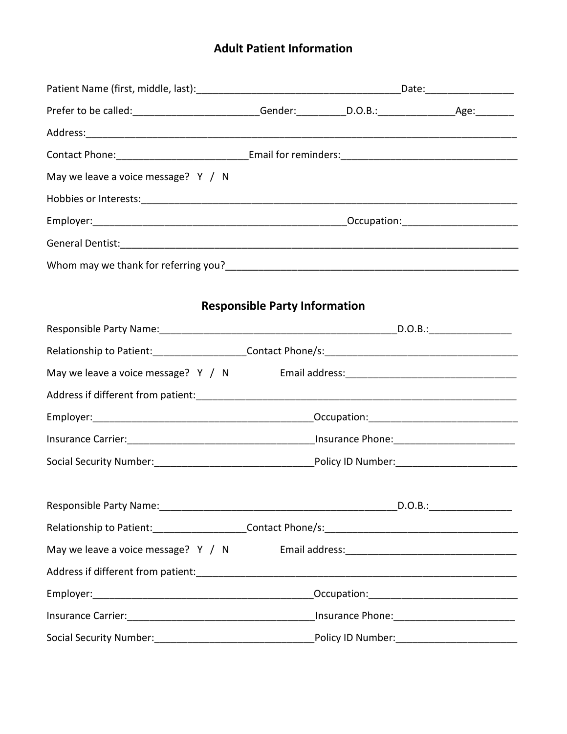# Adult Patient Information

Patient Name (first, middle, last):_____________________________________Date:________________

Prefer to be called:_______________________Gender:_________D.O.B.:______________Age:_______

Address:_______________________________________________________________________________

Contact Phone:________________________Email for reminders:________________________________

May we leave a voice message?  Y  /  N

Hobbies or Interests:_____________________________________________________________________

Employer:_______________________________________________Occupation:_____________________

General Dentist:__________________________________________________________________________

Whom may we thank for referring you?______________________________________________________

# Responsible Party Information

Responsible Party Name:____________________________________________D.O.B.:_______________

Relationship to Patient:_________________Contact Phone/s:___________________________________

May we leave a voice message?  Y  /  N        Email address:_______________________________

Address if different from patient:_____________________________________________________________

Employer:_________________________________________Occupation:____________________________

Insurance Carrier:___________________________________Insurance Phone:______________________

Social Security Number:_____________________________Policy ID Number:______________________

Responsible Party Name:____________________________________________D.O.B.:_______________

Relationship to Patient:_________________Contact Phone/s:___________________________________

May we leave a voice message?  Y  /  N        Email address:_______________________________

Address if different from patient:_____________________________________________________________

Employer:_________________________________________Occupation:____________________________

Insurance Carrier:___________________________________Insurance Phone:______________________

Social Security Number:_____________________________Policy ID Number:______________________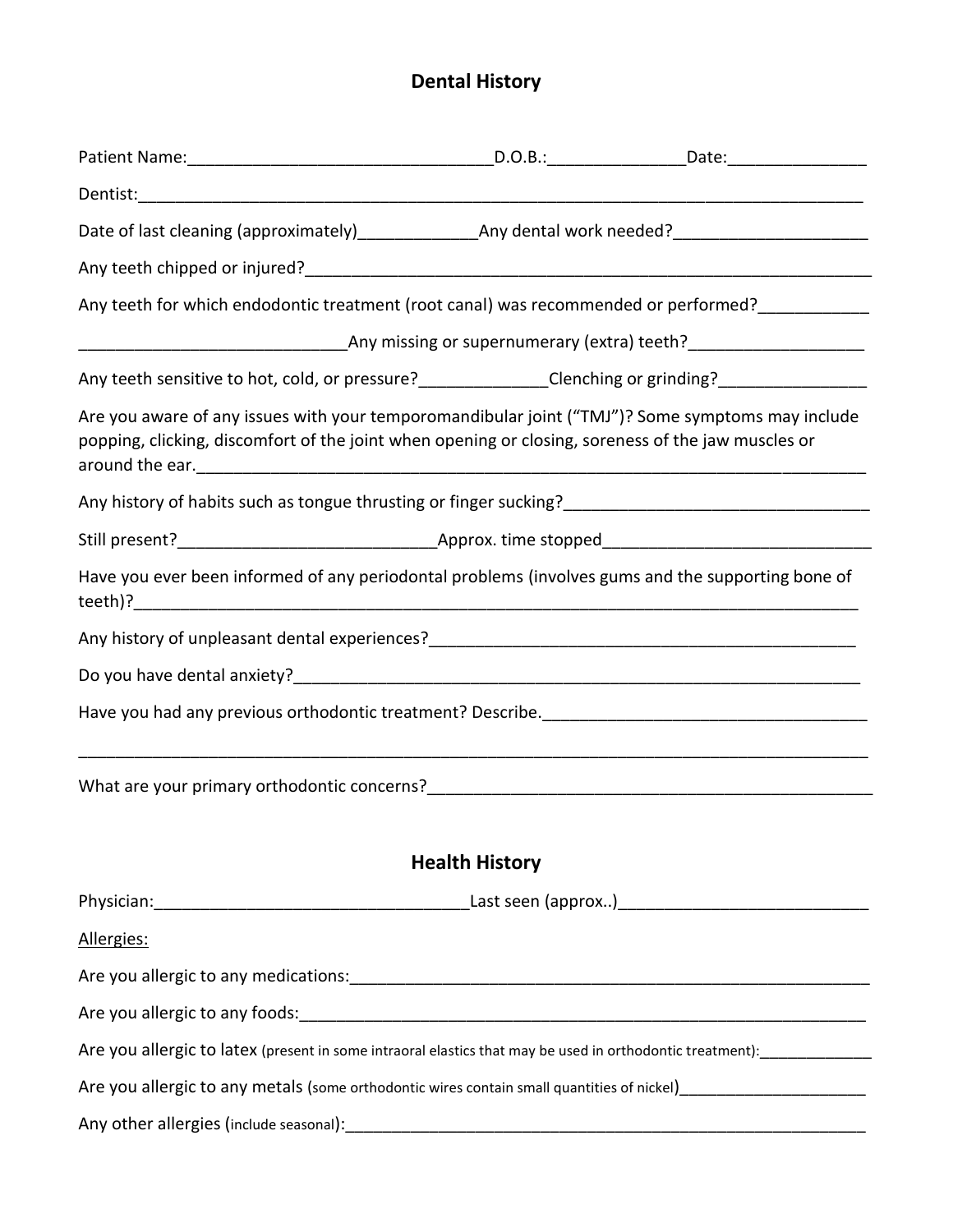## Dental History

Patient Name:\_\_\_\_\_\_\_\_\_\_\_\_\_\_\_\_\_\_\_\_\_\_\_\_\_\_\_\_\_\_\_\_D.O.B.:\_\_\_\_\_\_\_\_\_\_\_\_\_\_\_Date:\_\_\_\_\_\_\_\_\_\_\_\_\_\_\_

Dentist:\_\_\_\_\_\_\_\_\_\_\_\_\_\_\_\_\_\_\_\_\_\_\_\_\_\_\_\_\_\_\_\_\_\_\_\_\_\_\_\_\_\_\_\_\_\_\_\_\_\_\_\_\_\_\_\_\_\_\_\_\_\_\_\_\_\_\_\_\_\_\_\_\_\_\_\_

Date of last cleaning (approximately)\_\_\_\_\_\_\_\_\_\_\_\_\_Any dental work needed?\_\_\_\_\_\_\_\_\_\_\_\_\_\_\_\_\_\_\_\_\_

Any teeth chipped or injured?\_\_\_\_\_\_\_\_\_\_\_\_\_\_\_\_\_\_\_\_\_\_\_\_\_\_\_\_\_\_\_\_\_\_\_\_\_\_\_\_\_\_\_\_\_\_\_\_\_\_\_\_\_\_\_\_\_\_\_\_\_\_

Any teeth for which endodontic treatment (root canal) was recommended or performed?\_\_\_\_\_\_\_\_\_\_\_

\_\_\_\_\_\_\_\_\_\_\_\_\_\_\_\_\_\_\_\_\_\_\_\_\_\_\_\_\_Any missing or supernumerary (extra) teeth?\_\_\_\_\_\_\_\_\_\_\_\_\_\_\_\_\_\_\_

Any teeth sensitive to hot, cold, or pressure?\_\_\_\_\_\_\_\_\_\_\_\_\_\_Clenching or grinding?\_\_\_\_\_\_\_\_\_\_\_\_\_\_\_\_

Are you aware of any issues with your temporomandibular joint ("TMJ")? Some symptoms may include popping, clicking, discomfort of the joint when opening or closing, soreness of the jaw muscles or around the ear.\_\_\_\_\_\_\_\_\_\_\_\_\_\_\_\_\_\_\_\_\_\_\_\_\_\_\_\_\_\_\_\_\_\_\_\_\_\_\_\_\_\_\_\_\_\_\_\_\_\_\_\_\_\_\_\_\_\_\_\_\_\_\_\_\_\_\_\_\_\_

Any history of habits such as tongue thrusting or finger sucking?\_\_\_\_\_\_\_\_\_\_\_\_\_\_\_\_\_\_\_\_\_\_\_\_\_\_\_\_\_\_\_\_\_

Still present?\_\_\_\_\_\_\_\_\_\_\_\_\_\_\_\_\_\_\_\_\_\_\_\_\_\_\_\_Approx. time stopped\_\_\_\_\_\_\_\_\_\_\_\_\_\_\_\_\_\_\_\_\_\_\_\_\_\_\_\_\_\_

Have you ever been informed of any periodontal problems (involves gums and the supporting bone of teeth)?\_\_\_\_\_\_\_\_\_\_\_\_\_\_\_\_\_\_\_\_\_\_\_\_\_\_\_\_\_\_\_\_\_\_\_\_\_\_\_\_\_\_\_\_\_\_\_\_\_\_\_\_\_\_\_\_\_\_\_\_\_\_\_\_\_\_\_\_\_\_\_\_\_\_\_\_\_\_

Any history of unpleasant dental experiences?\_\_\_\_\_\_\_\_\_\_\_\_\_\_\_\_\_\_\_\_\_\_\_\_\_\_\_\_\_\_\_\_\_\_\_\_\_\_\_\_\_\_\_\_\_\_\_\_

Do you have dental anxiety?\_\_\_\_\_\_\_\_\_\_\_\_\_\_\_\_\_\_\_\_\_\_\_\_\_\_\_\_\_\_\_\_\_\_\_\_\_\_\_\_\_\_\_\_\_\_\_\_\_\_\_\_\_\_\_\_\_\_\_\_\_\_\_

Have you had any previous orthodontic treatment? Describe.\_\_\_\_\_\_\_\_\_\_\_\_\_\_\_\_\_\_\_\_\_\_\_\_\_\_\_\_\_\_\_\_\_\_\_\_\_

\_\_\_\_\_\_\_\_\_\_\_\_\_\_\_\_\_\_\_\_\_\_\_\_\_\_\_\_\_\_\_\_\_\_\_\_\_\_\_\_\_\_\_\_\_\_\_\_\_\_\_\_\_\_\_\_\_\_\_\_\_\_\_\_\_\_\_\_\_\_\_\_\_\_\_\_\_\_\_\_\_\_\_\_\_

What are your primary orthodontic concerns?\_\_\_\_\_\_\_\_\_\_\_\_\_\_\_\_\_\_\_\_\_\_\_\_\_\_\_\_\_\_\_\_\_\_\_\_\_\_\_\_\_\_\_\_\_\_\_\_\_\_

## Health History

Physician:\_\_\_\_\_\_\_\_\_\_\_\_\_\_\_\_\_\_\_\_\_\_\_\_\_\_\_\_\_\_\_\_\_\_Last seen (approx..)\_\_\_\_\_\_\_\_\_\_\_\_\_\_\_\_\_\_\_\_\_\_\_\_\_\_\_

<u>Allergies:</u>

Are you allergic to any medications:\_\_\_\_\_\_\_\_\_\_\_\_\_\_\_\_\_\_\_\_\_\_\_\_\_\_\_\_\_\_\_\_\_\_\_\_\_\_\_\_\_\_\_\_\_\_\_\_\_\_\_\_\_\_\_\_\_\_

Are you allergic to any foods:\_\_\_\_\_\_\_\_\_\_\_\_\_\_\_\_\_\_\_\_\_\_\_\_\_\_\_\_\_\_\_\_\_\_\_\_\_\_\_\_\_\_\_\_\_\_\_\_\_\_\_\_\_\_\_\_\_\_\_\_\_\_

Are you allergic to latex (present in some intraoral elastics that may be used in orthodontic treatment):\_\_\_\_\_\_\_\_\_\_\_\_\_

Are you allergic to any metals (some orthodontic wires contain small quantities of nickel)\_\_\_\_\_\_\_\_\_\_\_\_\_\_\_\_\_\_\_\_\_

Any other allergies (include seasonal):\_\_\_\_\_\_\_\_\_\_\_\_\_\_\_\_\_\_\_\_\_\_\_\_\_\_\_\_\_\_\_\_\_\_\_\_\_\_\_\_\_\_\_\_\_\_\_\_\_\_\_\_\_\_\_\_\_\_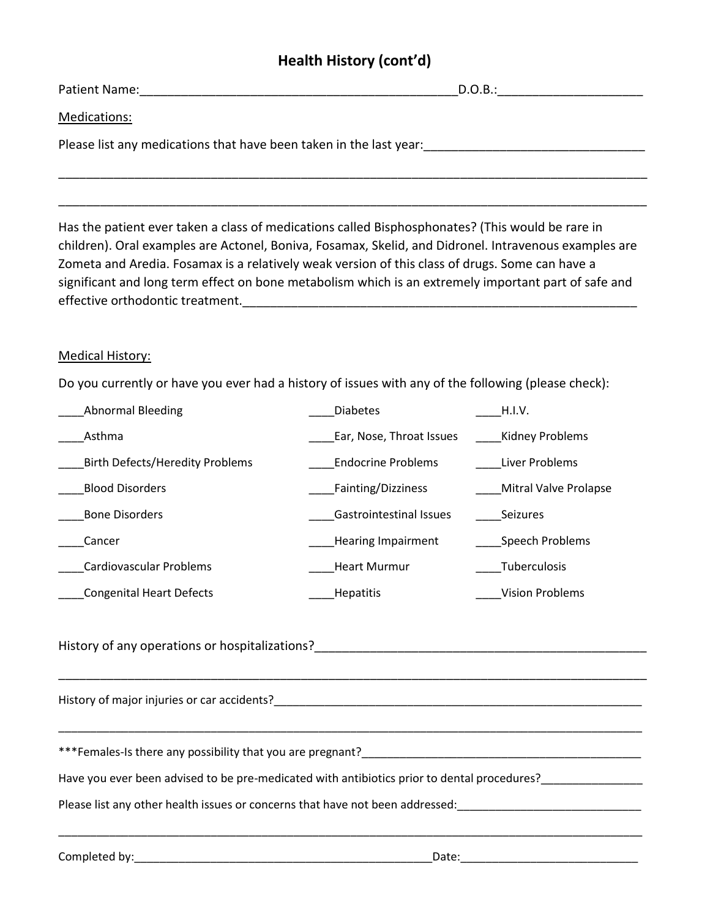# Health History (cont'd)

Patient Name:_______________________________________________D.O.B.:____________________

<u>Medications:</u>

Please list any medications that have been taken in the last year:_______________________________

_____________________________________________________________________________________

_____________________________________________________________________________________

Has the patient ever taken a class of medications called Bisphosphonates? (This would be rare in children). Oral examples are Actonel, Boniva, Fosamax, Skelid, and Didronel. Intravenous examples are Zometa and Aredia. Fosamax is a relatively weak version of this class of drugs. Some can have a significant and long term effect on bone metabolism which is an extremely important part of safe and effective orthodontic treatment.____________________________________________________________

<u>Medical History:</u>

Do you currently or have you ever had a history of issues with any of the following (please check):

| | | |
|---|---|---|
| ____Abnormal Bleeding | ____Diabetes | ____H.I.V. |
| ____Asthma | ____Ear, Nose, Throat Issues | ____Kidney Problems |
| ____Birth Defects/Heredity Problems | ____Endocrine Problems | ____Liver Problems |
| ____Blood Disorders | ____Fainting/Dizziness | ____Mitral Valve Prolapse |
| ____Bone Disorders | ____Gastrointestinal Issues | ____Seizures |
| ____Cancer | ____Hearing Impairment | ____Speech Problems |
| ____Cardiovascular Problems | ____Heart Murmur | ____Tuberculosis |
| ____Congenital Heart Defects | ____Hepatitis | ____Vision Problems |

History of any operations or hospitalizations?_________________________________________________

_____________________________________________________________________________________

History of major injuries or car accidents?_____________________________________________________

_____________________________________________________________________________________

***Females-Is there any possibility that you are pregnant?_____________________________________________

Have you ever been advised to be pre-medicated with antibiotics prior to dental procedures?_______________

Please list any other health issues or concerns that have not been addressed:_____________________________

_____________________________________________________________________________________

Completed by:_______________________________________________Date:___________________________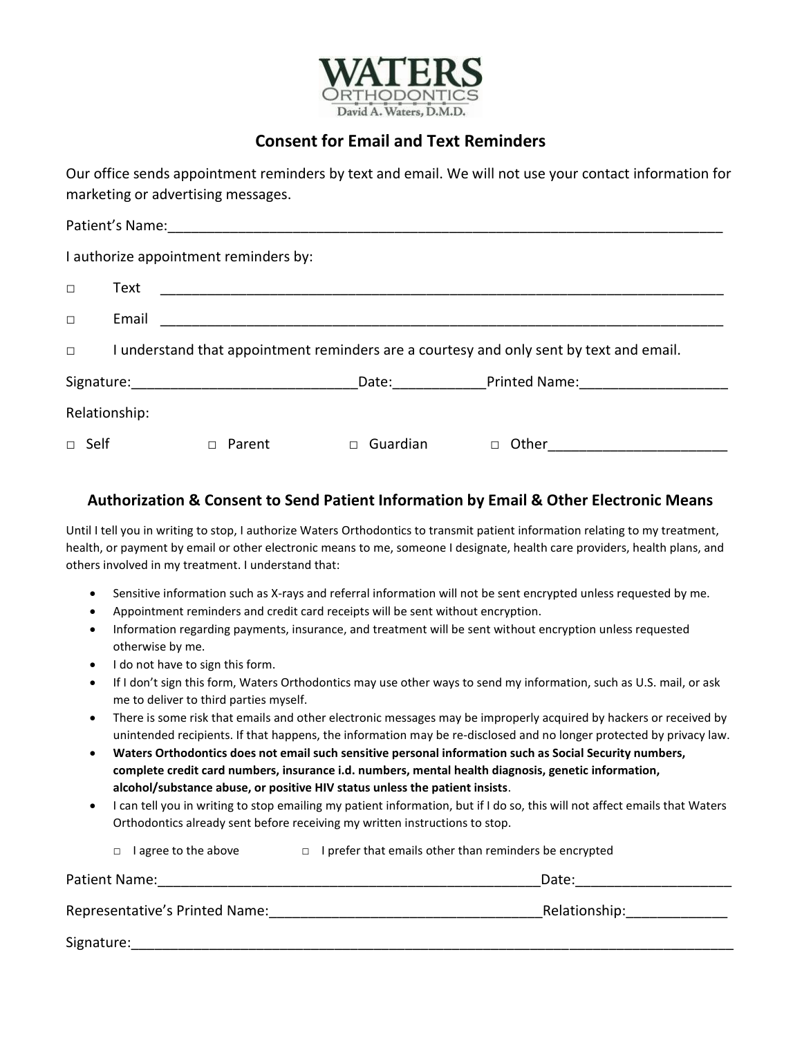WATERS ORTHODONTICS
David A. Waters, D.M.D.

## Consent for Email and Text Reminders

Our office sends appointment reminders by text and email. We will not use your contact information for marketing or advertising messages.

Patient's Name:\_\_\_\_\_\_\_\_\_\_\_\_\_\_\_\_\_\_\_\_\_\_\_\_\_\_\_\_\_\_\_\_\_\_\_\_\_\_\_\_\_\_\_\_\_\_\_\_\_\_\_\_\_\_\_\_\_\_\_\_\_\_\_\_

I authorize appointment reminders by:

□ Text \_\_\_\_\_\_\_\_\_\_\_\_\_\_\_\_\_\_\_\_\_\_\_\_\_\_\_\_\_\_\_\_\_\_\_\_\_\_\_\_\_\_\_\_\_\_\_\_\_\_\_\_\_\_\_\_\_\_\_\_\_\_\_\_

□ Email \_\_\_\_\_\_\_\_\_\_\_\_\_\_\_\_\_\_\_\_\_\_\_\_\_\_\_\_\_\_\_\_\_\_\_\_\_\_\_\_\_\_\_\_\_\_\_\_\_\_\_\_\_\_\_\_\_\_\_\_\_\_\_\_

□ I understand that appointment reminders are a courtesy and only sent by text and email.

Signature:\_\_\_\_\_\_\_\_\_\_\_\_\_\_\_\_\_\_\_\_\_\_\_\_\_\_\_\_Date:\_\_\_\_\_\_\_\_\_\_\_\_Printed Name:\_\_\_\_\_\_\_\_\_\_\_\_\_\_\_\_\_\_\_

Relationship:

□ Self □ Parent □ Guardian □ Other\_\_\_\_\_\_\_\_\_\_\_\_\_\_\_\_\_\_\_\_\_\_

## Authorization & Consent to Send Patient Information by Email & Other Electronic Means

Until I tell you in writing to stop, I authorize Waters Orthodontics to transmit patient information relating to my treatment, health, or payment by email or other electronic means to me, someone I designate, health care providers, health plans, and others involved in my treatment. I understand that:

- Sensitive information such as X-rays and referral information will not be sent encrypted unless requested by me.
- Appointment reminders and credit card receipts will be sent without encryption.
- Information regarding payments, insurance, and treatment will be sent without encryption unless requested otherwise by me.
- I do not have to sign this form.
- If I don't sign this form, Waters Orthodontics may use other ways to send my information, such as U.S. mail, or ask me to deliver to third parties myself.
- There is some risk that emails and other electronic messages may be improperly acquired by hackers or received by unintended recipients. If that happens, the information may be re-disclosed and no longer protected by privacy law.
- **Waters Orthodontics does not email such sensitive personal information such as Social Security numbers, complete credit card numbers, insurance i.d. numbers, mental health diagnosis, genetic information, alcohol/substance abuse, or positive HIV status unless the patient insists**.
- I can tell you in writing to stop emailing my patient information, but if I do so, this will not affect emails that Waters Orthodontics already sent before receiving my written instructions to stop.

□ I agree to the above □ I prefer that emails other than reminders be encrypted

Patient Name:\_\_\_\_\_\_\_\_\_\_\_\_\_\_\_\_\_\_\_\_\_\_\_\_\_\_\_\_\_\_\_\_\_\_\_\_\_\_\_\_\_\_\_\_\_\_\_\_\_\_Date:\_\_\_\_\_\_\_\_\_\_\_\_\_\_\_\_\_\_\_\_

Representative's Printed Name:\_\_\_\_\_\_\_\_\_\_\_\_\_\_\_\_\_\_\_\_\_\_\_\_\_\_\_\_\_\_\_\_\_\_\_\_Relationship:\_\_\_\_\_\_\_\_\_\_\_\_\_

Signature:\_\_\_\_\_\_\_\_\_\_\_\_\_\_\_\_\_\_\_\_\_\_\_\_\_\_\_\_\_\_\_\_\_\_\_\_\_\_\_\_\_\_\_\_\_\_\_\_\_\_\_\_\_\_\_\_\_\_\_\_\_\_\_\_\_\_\_\_\_\_\_\_\_\_\_\_